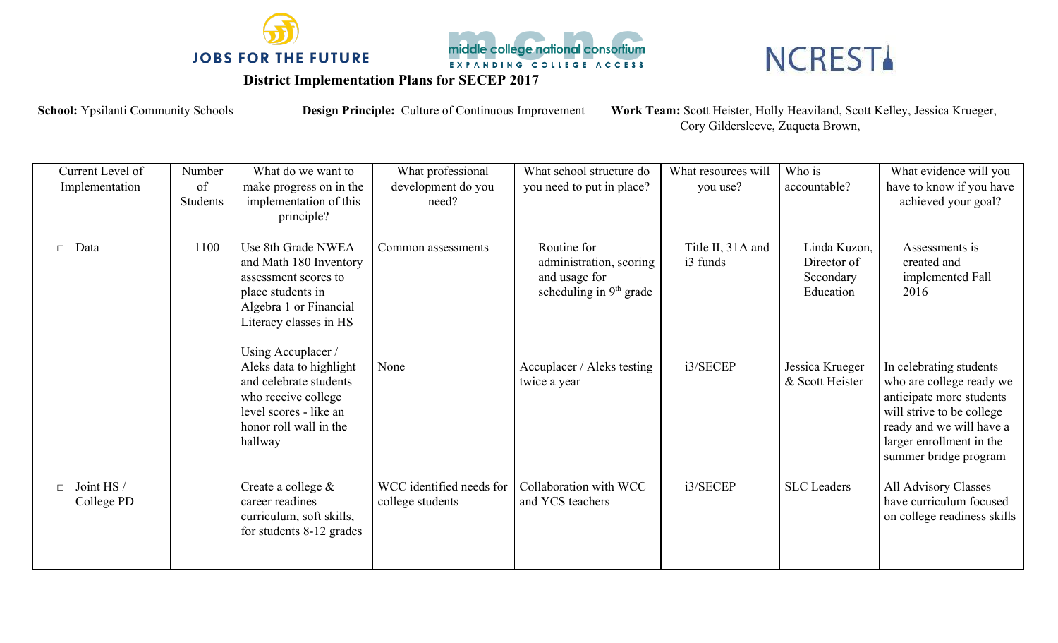JOBS FOR THE FUTURE

middle college national consortium
EXPANDING COLLEGE ACCESS

NCREST

# District Implementation Plans for SECEP 2017

**School:** Ypsilanti Community Schools **Design Principle:** Culture of Continuous Improvement **Work Team:** Scott Heister, Holly Heaviland, Scott Kelley, Jessica Krueger, Cory Gildersleeve, Zuqueta Brown,

| Current Level of Implementation | Number of Students | What do we want to make progress on in the implementation of this principle? | What professional development do you need? | What school structure do you need to put in place? | What resources will you use? | Who is accountable? | What evidence will you have to know if you have achieved your goal? |
|---|---|---|---|---|---|---|---|
| □ Data | 1100 | Use 8th Grade NWEA and Math 180 Inventory assessment scores to place students in Algebra 1 or Financial Literacy classes in HS | Common assessments | Routine for administration, scoring and usage for scheduling in 9th grade | Title II, 31A and i3 funds | Linda Kuzon, Director of Secondary Education | Assessments is created and implemented Fall 2016 |
| | | Using Accuplacer / Aleks data to highlight and celebrate students who receive college level scores - like an honor roll wall in the hallway | None | Accuplacer / Aleks testing twice a year | i3/SECEP | Jessica Krueger & Scott Heister | In celebrating students who are college ready we anticipate more students will strive to be college ready and we will have a larger enrollment in the summer bridge program |
| □ Joint HS / College PD | | Create a college & career readines curriculum, soft skills, for students 8-12 grades | WCC identified needs for college students | Collaboration with WCC and YCS teachers | i3/SECEP | SLC Leaders | All Advisory Classes have curriculum focused on college readiness skills |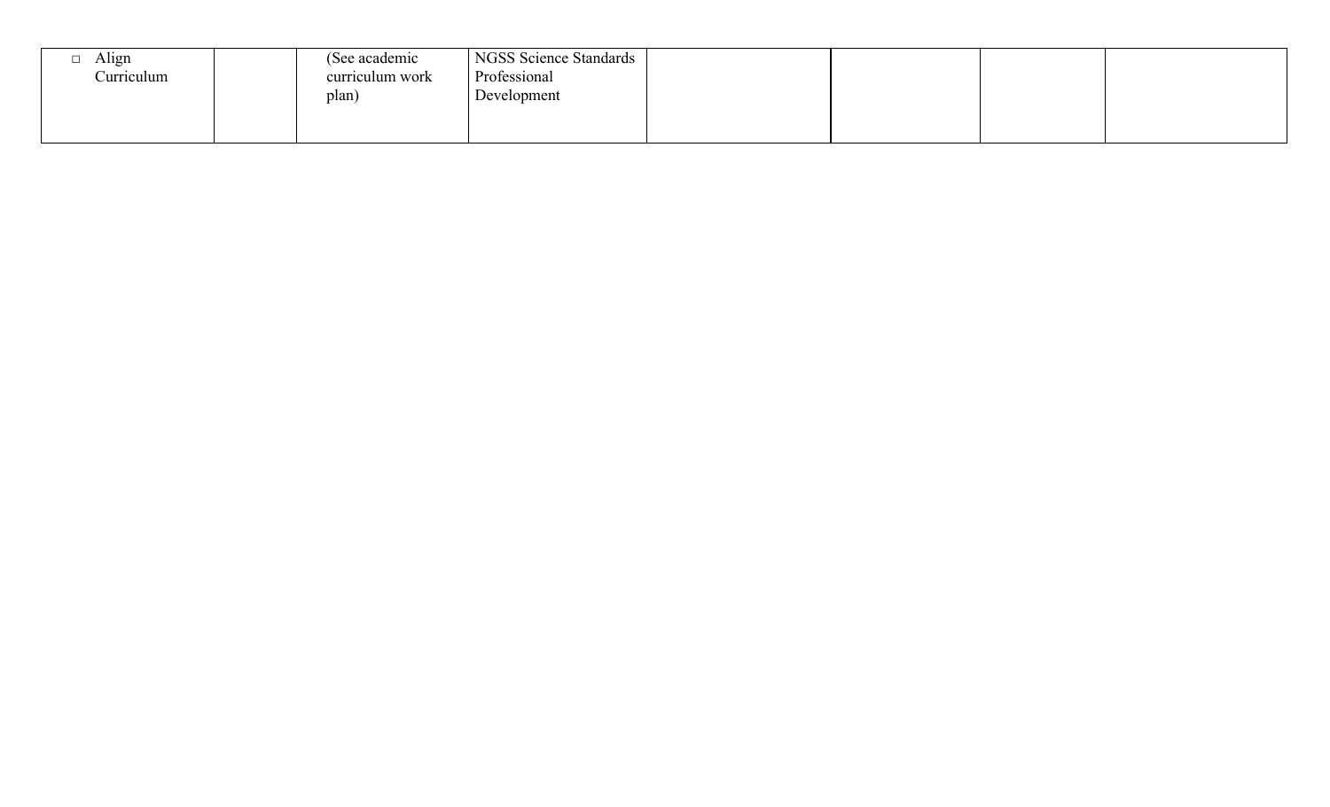| | | | | | | | |
|---|---|---|---|---|---|---|---|
| □ Align Curriculum | | (See academic curriculum work plan) | NGSS Science Standards Professional Development | | | | |